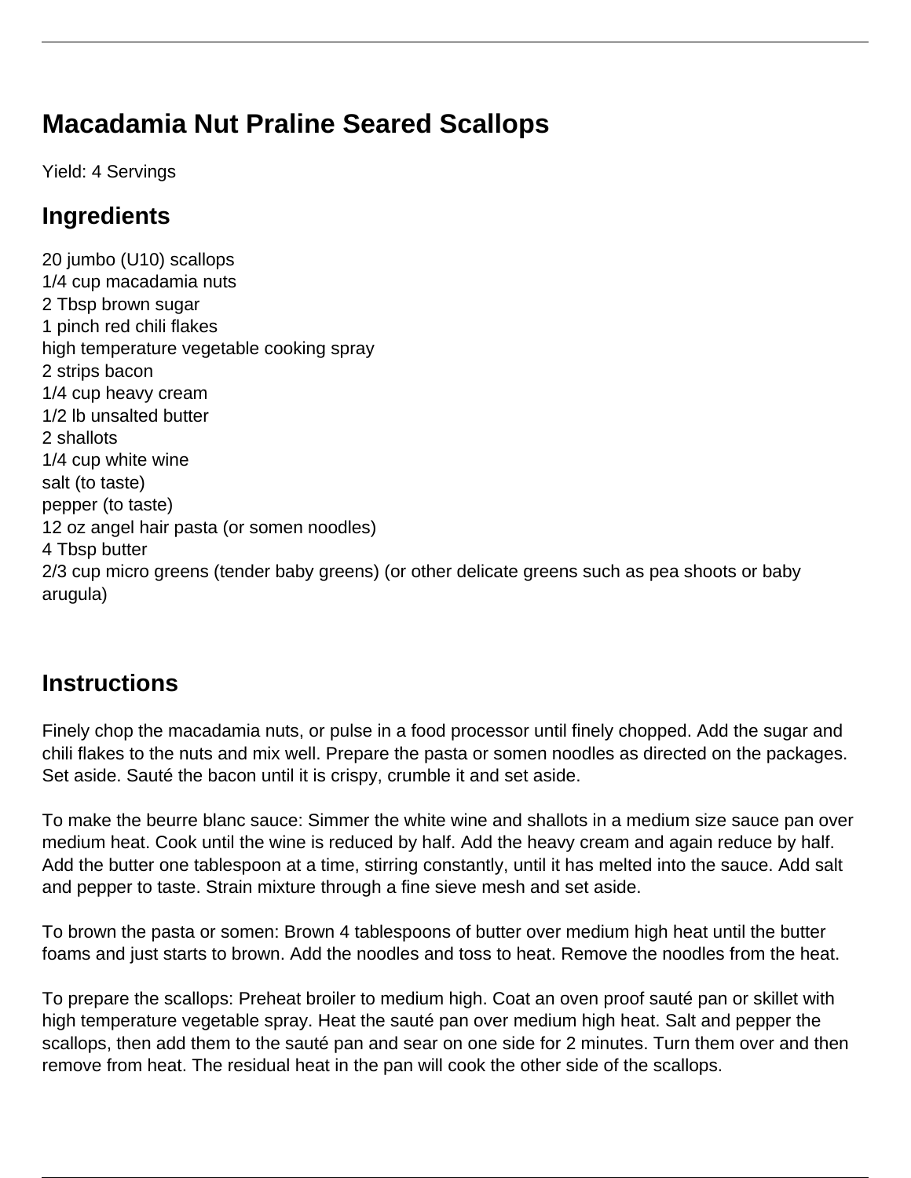# Macadamia Nut Praline Seared Scallops

Yield: 4 Servings

## Ingredients

20 jumbo (U10) scallops
1/4 cup macadamia nuts
2 Tbsp brown sugar
1 pinch red chili flakes
high temperature vegetable cooking spray
2 strips bacon
1/4 cup heavy cream
1/2 lb unsalted butter
2 shallots
1/4 cup white wine
salt (to taste)
pepper (to taste)
12 oz angel hair pasta (or somen noodles)
4 Tbsp butter
2/3 cup micro greens (tender baby greens) (or other delicate greens such as pea shoots or baby arugula)

## Instructions

Finely chop the macadamia nuts, or pulse in a food processor until finely chopped. Add the sugar and chili flakes to the nuts and mix well. Prepare the pasta or somen noodles as directed on the packages. Set aside. Sauté the bacon until it is crispy, crumble it and set aside.

To make the beurre blanc sauce: Simmer the white wine and shallots in a medium size sauce pan over medium heat. Cook until the wine is reduced by half. Add the heavy cream and again reduce by half. Add the butter one tablespoon at a time, stirring constantly, until it has melted into the sauce. Add salt and pepper to taste. Strain mixture through a fine sieve mesh and set aside.

To brown the pasta or somen: Brown 4 tablespoons of butter over medium high heat until the butter foams and just starts to brown. Add the noodles and toss to heat. Remove the noodles from the heat.

To prepare the scallops: Preheat broiler to medium high. Coat an oven proof sauté pan or skillet with high temperature vegetable spray. Heat the sauté pan over medium high heat. Salt and pepper the scallops, then add them to the sauté pan and sear on one side for 2 minutes. Turn them over and then remove from heat. The residual heat in the pan will cook the other side of the scallops.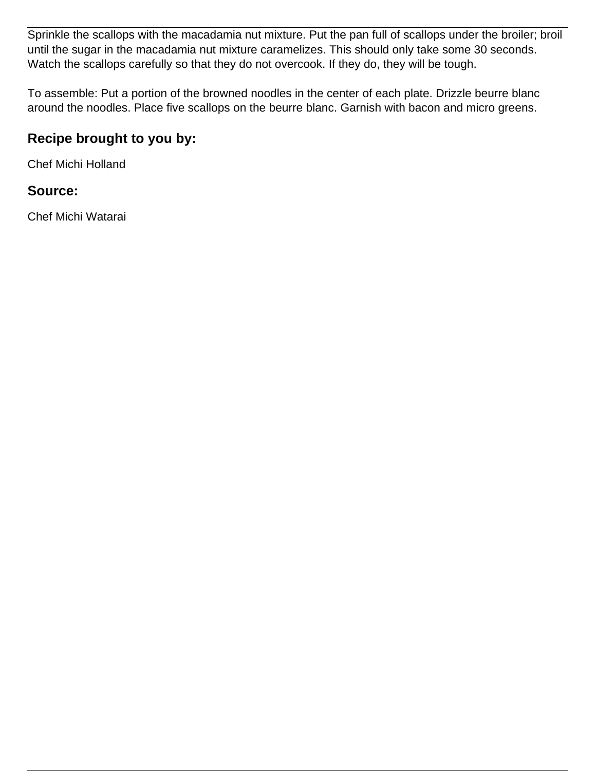Sprinkle the scallops with the macadamia nut mixture. Put the pan full of scallops under the broiler; broil until the sugar in the macadamia nut mixture caramelizes. This should only take some 30 seconds. Watch the scallops carefully so that they do not overcook. If they do, they will be tough.

To assemble: Put a portion of the browned noodles in the center of each plate. Drizzle beurre blanc around the noodles. Place five scallops on the beurre blanc. Garnish with bacon and micro greens.

## Recipe brought to you by:

Chef Michi Holland

## Source:

Chef Michi Watarai